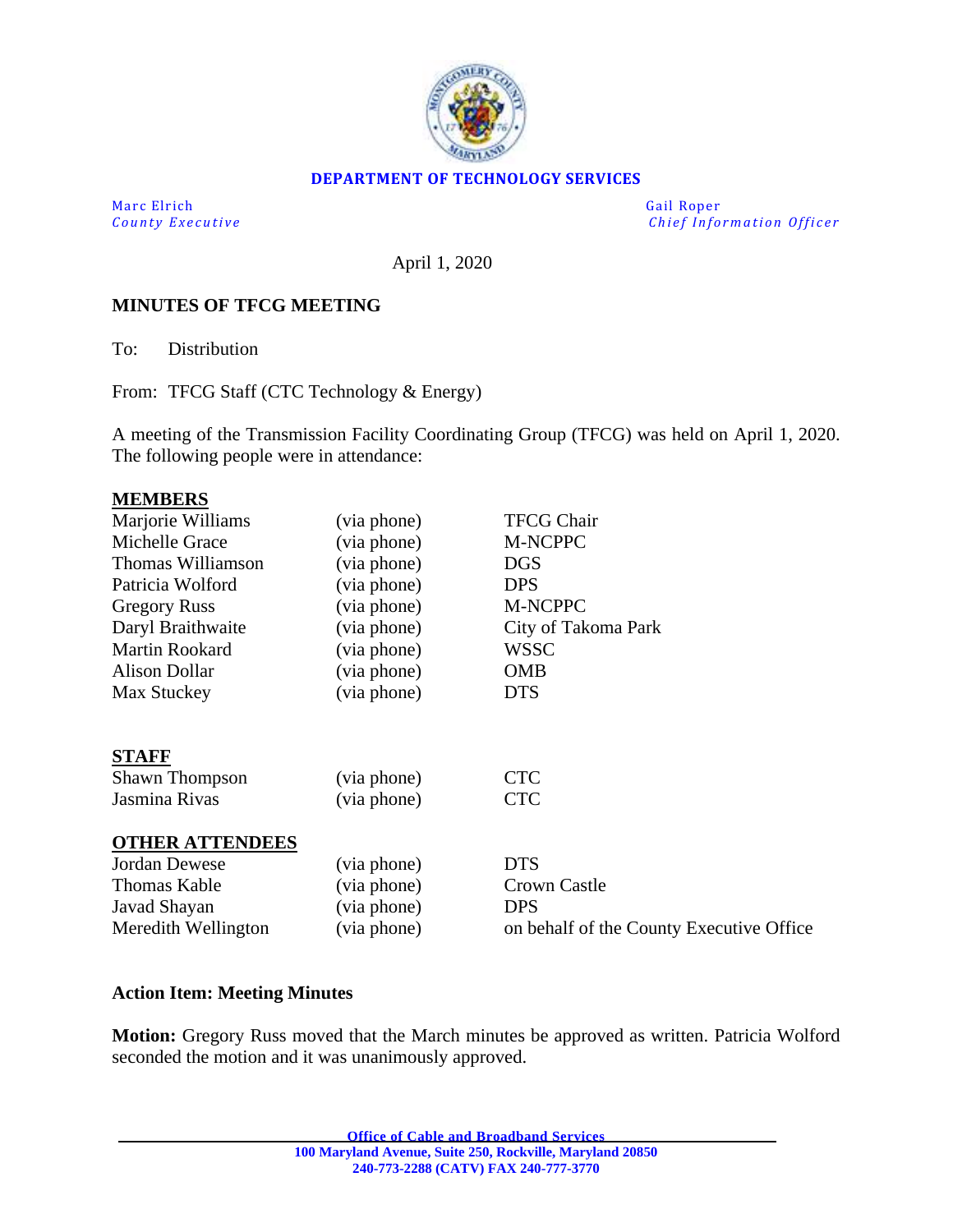**DEPARTMENT OF TECHNOLOGY SERVICES**

Marc Elrich
*County Executive*

Gail Roper
*Chief Information Officer*

April 1, 2020

**MINUTES OF TFCG MEETING**

To: Distribution

From: TFCG Staff (CTC Technology & Energy)

A meeting of the Transmission Facility Coordinating Group (TFCG) was held on April 1, 2020. The following people were in attendance:

**MEMBERS**

| | | |
|---|---|---|
| Marjorie Williams | (via phone) | TFCG Chair |
| Michelle Grace | (via phone) | M-NCPPC |
| Thomas Williamson | (via phone) | DGS |
| Patricia Wolford | (via phone) | DPS |
| Gregory Russ | (via phone) | M-NCPPC |
| Daryl Braithwaite | (via phone) | City of Takoma Park |
| Martin Rookard | (via phone) | WSSC |
| Alison Dollar | (via phone) | OMB |
| Max Stuckey | (via phone) | DTS |

**STAFF**

| | | |
|---|---|---|
| Shawn Thompson | (via phone) | CTC |
| Jasmina Rivas | (via phone) | CTC |

**OTHER ATTENDEES**

| | | |
|---|---|---|
| Jordan Dewese | (via phone) | DTS |
| Thomas Kable | (via phone) | Crown Castle |
| Javad Shayan | (via phone) | DPS |
| Meredith Wellington | (via phone) | on behalf of the County Executive Office |

**Action Item: Meeting Minutes**

**Motion:** Gregory Russ moved that the March minutes be approved as written. Patricia Wolford seconded the motion and it was unanimously approved.

**Office of Cable and Broadband Services**
**100 Maryland Avenue, Suite 250, Rockville, Maryland 20850**
**240-773-2288 (CATV) FAX 240-777-3770**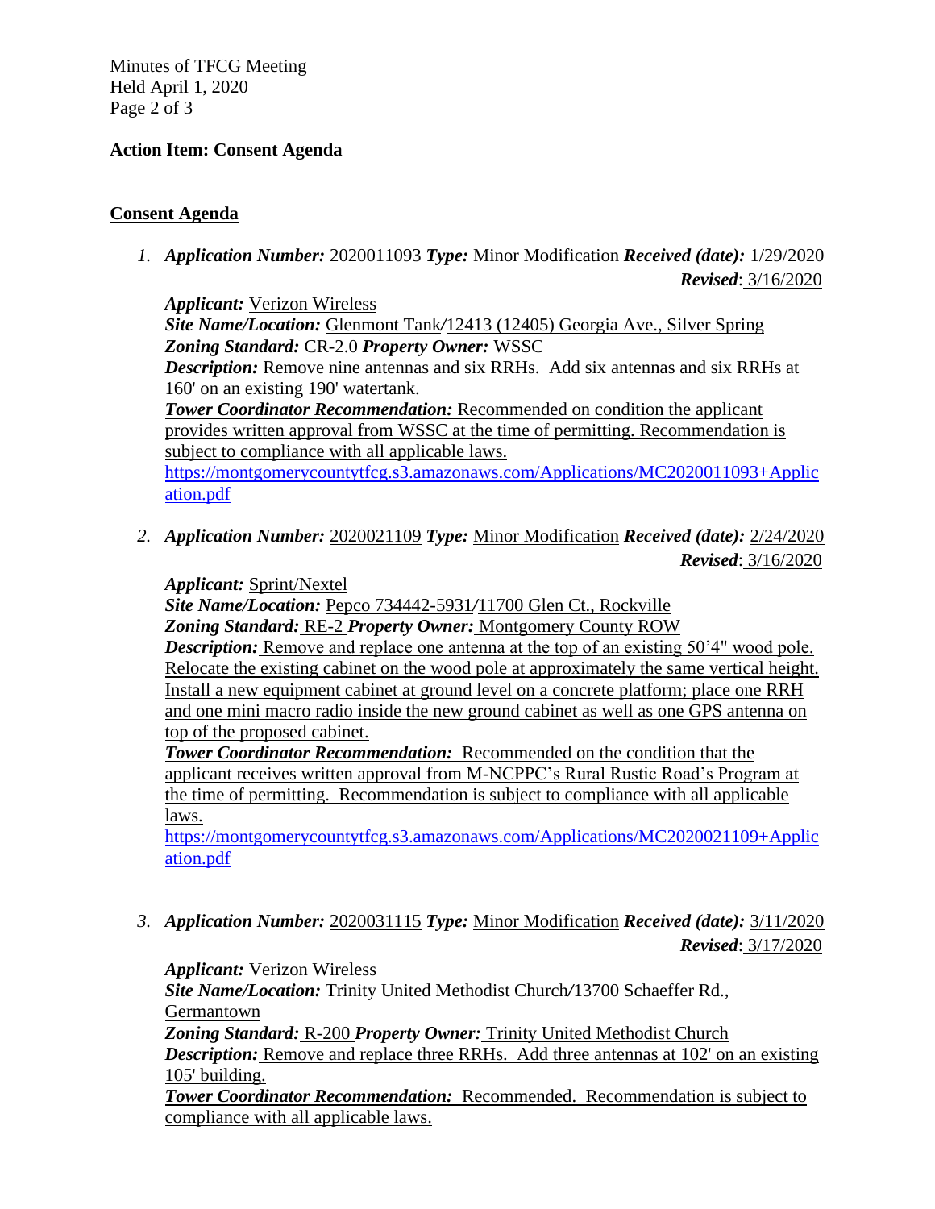**Action Item: Consent Agenda**

**Consent Agenda**

1. ***Application Number:*** 2020011093 ***Type:*** Minor Modification ***Received (date):*** 1/29/2020 ***Revised***: 3/16/2020

   ***Applicant:*** Verizon Wireless
   ***Site Name/Location:*** Glenmont Tank/12413 (12405) Georgia Ave., Silver Spring
   ***Zoning Standard:*** CR-2.0 ***Property Owner:*** WSSC
   ***Description:*** Remove nine antennas and six RRHs. Add six antennas and six RRHs at 160' on an existing 190' watertank.
   ***Tower Coordinator Recommendation:*** Recommended on condition the applicant provides written approval from WSSC at the time of permitting. Recommendation is subject to compliance with all applicable laws.
   https://montgomerycountytfcg.s3.amazonaws.com/Applications/MC2020011093+Application.pdf

2. ***Application Number:*** 2020021109 ***Type:*** Minor Modification ***Received (date):*** 2/24/2020 ***Revised***: 3/16/2020

   ***Applicant:*** Sprint/Nextel
   ***Site Name/Location:*** Pepco 734442-5931/11700 Glen Ct., Rockville
   ***Zoning Standard:*** RE-2 ***Property Owner:*** Montgomery County ROW
   ***Description:*** Remove and replace one antenna at the top of an existing 50'4" wood pole. Relocate the existing cabinet on the wood pole at approximately the same vertical height. Install a new equipment cabinet at ground level on a concrete platform; place one RRH and one mini macro radio inside the new ground cabinet as well as one GPS antenna on top of the proposed cabinet.
   ***Tower Coordinator Recommendation:*** Recommended on the condition that the applicant receives written approval from M-NCPPC's Rural Rustic Road's Program at the time of permitting. Recommendation is subject to compliance with all applicable laws.
   https://montgomerycountytfcg.s3.amazonaws.com/Applications/MC2020021109+Application.pdf

3. ***Application Number:*** 2020031115 ***Type:*** Minor Modification ***Received (date):*** 3/11/2020 ***Revised***: 3/17/2020

   ***Applicant:*** Verizon Wireless
   ***Site Name/Location:*** Trinity United Methodist Church/13700 Schaeffer Rd., Germantown
   ***Zoning Standard:*** R-200 ***Property Owner:*** Trinity United Methodist Church
   ***Description:*** Remove and replace three RRHs. Add three antennas at 102' on an existing 105' building.
   ***Tower Coordinator Recommendation:*** Recommended. Recommendation is subject to compliance with all applicable laws.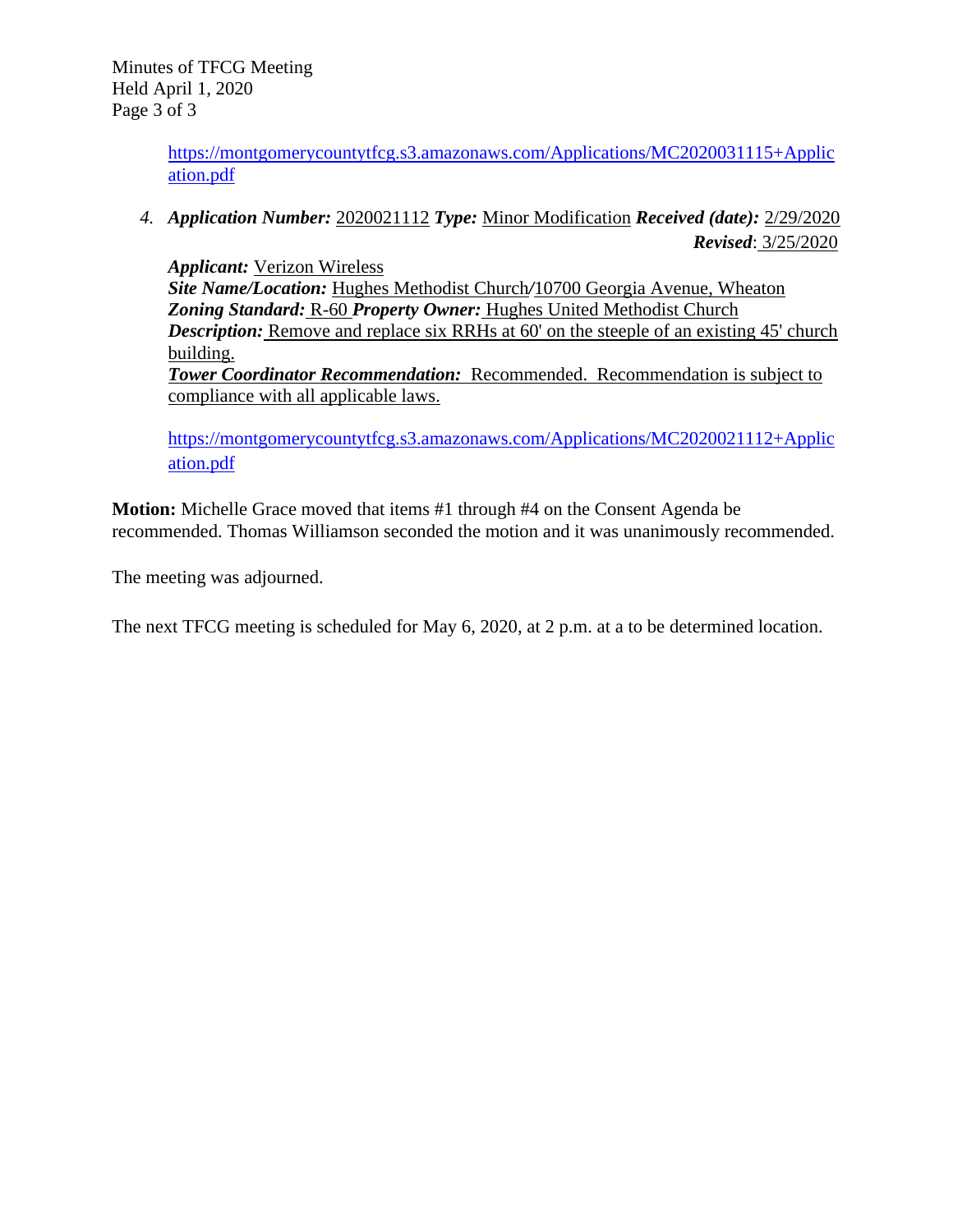https://montgomerycountytfcg.s3.amazonaws.com/Applications/MC2020031115+Application.pdf

4. ***Application Number:*** 2020021112 ***Type:*** Minor Modification ***Received (date):*** 2/29/2020
***Revised***: 3/25/2020

***Applicant:*** Verizon Wireless
***Site Name/Location:*** Hughes Methodist Church/10700 Georgia Avenue, Wheaton
***Zoning Standard:*** R-60 ***Property Owner:*** Hughes United Methodist Church
***Description:*** Remove and replace six RRHs at 60' on the steeple of an existing 45' church building.
***Tower Coordinator Recommendation:*** Recommended. Recommendation is subject to compliance with all applicable laws.

https://montgomerycountytfcg.s3.amazonaws.com/Applications/MC2020021112+Application.pdf

**Motion:** Michelle Grace moved that items #1 through #4 on the Consent Agenda be recommended. Thomas Williamson seconded the motion and it was unanimously recommended.

The meeting was adjourned.

The next TFCG meeting is scheduled for May 6, 2020, at 2 p.m. at a to be determined location.